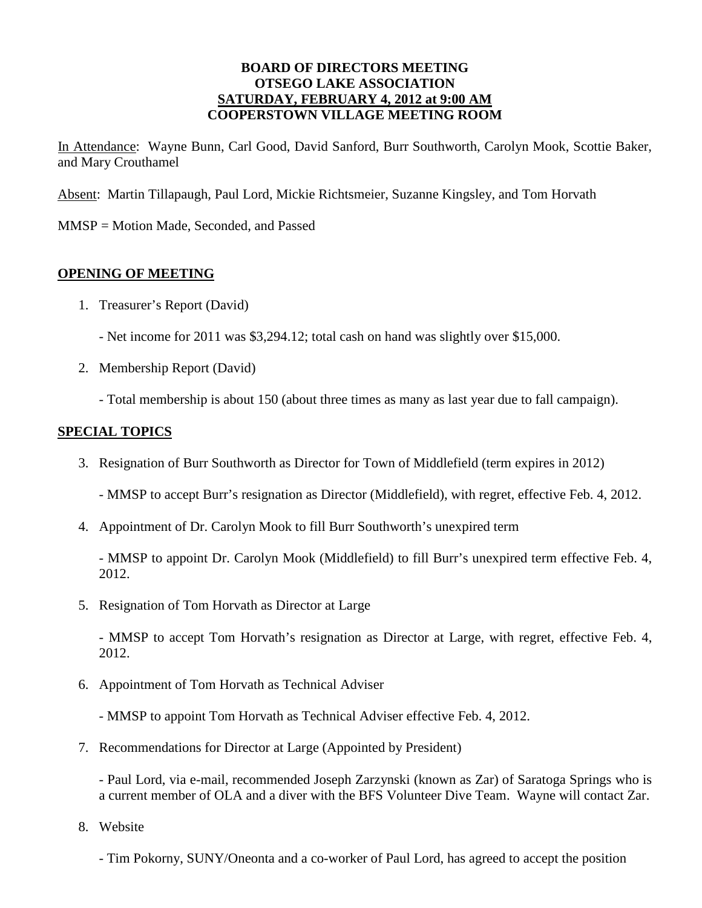# BOARD OF DIRECTORS MEETING
# OTSEGO LAKE ASSOCIATION
# SATURDAY, FEBRUARY 4, 2012 at 9:00 AM
# COOPERSTOWN VILLAGE MEETING ROOM

In Attendance: Wayne Bunn, Carl Good, David Sanford, Burr Southworth, Carolyn Mook, Scottie Baker, and Mary Crouthamel

Absent: Martin Tillapaugh, Paul Lord, Mickie Richtsmeier, Suzanne Kingsley, and Tom Horvath

MMSP = Motion Made, Seconded, and Passed

## OPENING OF MEETING

1. Treasurer's Report (David)

   - Net income for 2011 was $3,294.12; total cash on hand was slightly over $15,000.

2. Membership Report (David)

   - Total membership is about 150 (about three times as many as last year due to fall campaign).

## SPECIAL TOPICS

3. Resignation of Burr Southworth as Director for Town of Middlefield (term expires in 2012)

   - MMSP to accept Burr's resignation as Director (Middlefield), with regret, effective Feb. 4, 2012.

4. Appointment of Dr. Carolyn Mook to fill Burr Southworth's unexpired term

   - MMSP to appoint Dr. Carolyn Mook (Middlefield) to fill Burr's unexpired term effective Feb. 4, 2012.

5. Resignation of Tom Horvath as Director at Large

   - MMSP to accept Tom Horvath's resignation as Director at Large, with regret, effective Feb. 4, 2012.

6. Appointment of Tom Horvath as Technical Adviser

   - MMSP to appoint Tom Horvath as Technical Adviser effective Feb. 4, 2012.

7. Recommendations for Director at Large (Appointed by President)

   - Paul Lord, via e-mail, recommended Joseph Zarzynski (known as Zar) of Saratoga Springs who is a current member of OLA and a diver with the BFS Volunteer Dive Team. Wayne will contact Zar.

8. Website

   - Tim Pokorny, SUNY/Oneonta and a co-worker of Paul Lord, has agreed to accept the position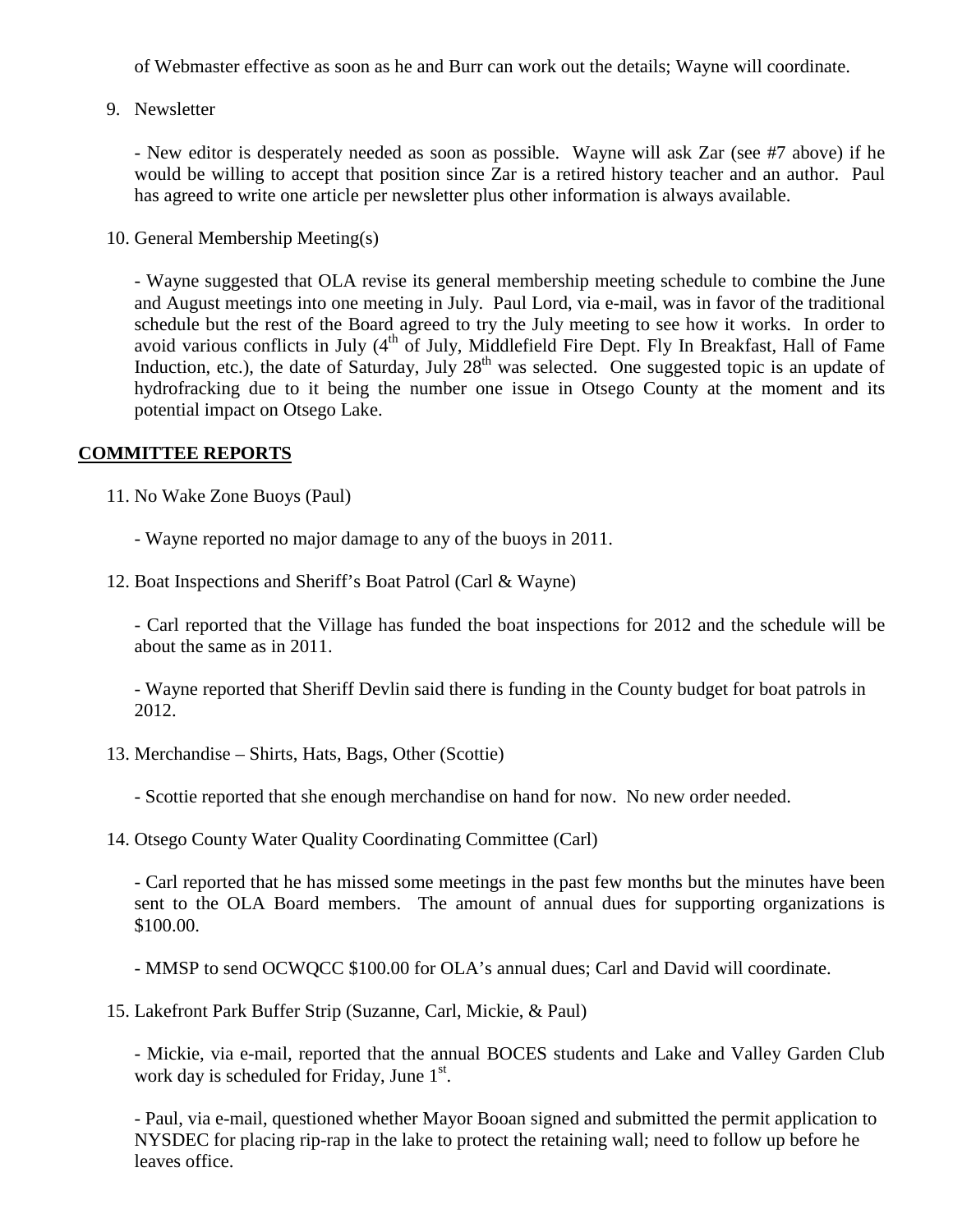of Webmaster effective as soon as he and Burr can work out the details; Wayne will coordinate.

9. Newsletter

   - New editor is desperately needed as soon as possible. Wayne will ask Zar (see #7 above) if he would be willing to accept that position since Zar is a retired history teacher and an author. Paul has agreed to write one article per newsletter plus other information is always available.

10. General Membership Meeting(s)

    - Wayne suggested that OLA revise its general membership meeting schedule to combine the June and August meetings into one meeting in July. Paul Lord, via e-mail, was in favor of the traditional schedule but the rest of the Board agreed to try the July meeting to see how it works. In order to avoid various conflicts in July (4th of July, Middlefield Fire Dept. Fly In Breakfast, Hall of Fame Induction, etc.), the date of Saturday, July 28th was selected. One suggested topic is an update of hydrofracking due to it being the number one issue in Otsego County at the moment and its potential impact on Otsego Lake.

## COMMITTEE REPORTS

11. No Wake Zone Buoys (Paul)

    - Wayne reported no major damage to any of the buoys in 2011.

12. Boat Inspections and Sheriff's Boat Patrol (Carl & Wayne)

    - Carl reported that the Village has funded the boat inspections for 2012 and the schedule will be about the same as in 2011.

    - Wayne reported that Sheriff Devlin said there is funding in the County budget for boat patrols in 2012.

13. Merchandise – Shirts, Hats, Bags, Other (Scottie)

    - Scottie reported that she enough merchandise on hand for now. No new order needed.

14. Otsego County Water Quality Coordinating Committee (Carl)

    - Carl reported that he has missed some meetings in the past few months but the minutes have been sent to the OLA Board members. The amount of annual dues for supporting organizations is $100.00.

    - MMSP to send OCWQCC $100.00 for OLA's annual dues; Carl and David will coordinate.

15. Lakefront Park Buffer Strip (Suzanne, Carl, Mickie, & Paul)

    - Mickie, via e-mail, reported that the annual BOCES students and Lake and Valley Garden Club work day is scheduled for Friday, June 1st.

    - Paul, via e-mail, questioned whether Mayor Booan signed and submitted the permit application to NYSDEC for placing rip-rap in the lake to protect the retaining wall; need to follow up before he leaves office.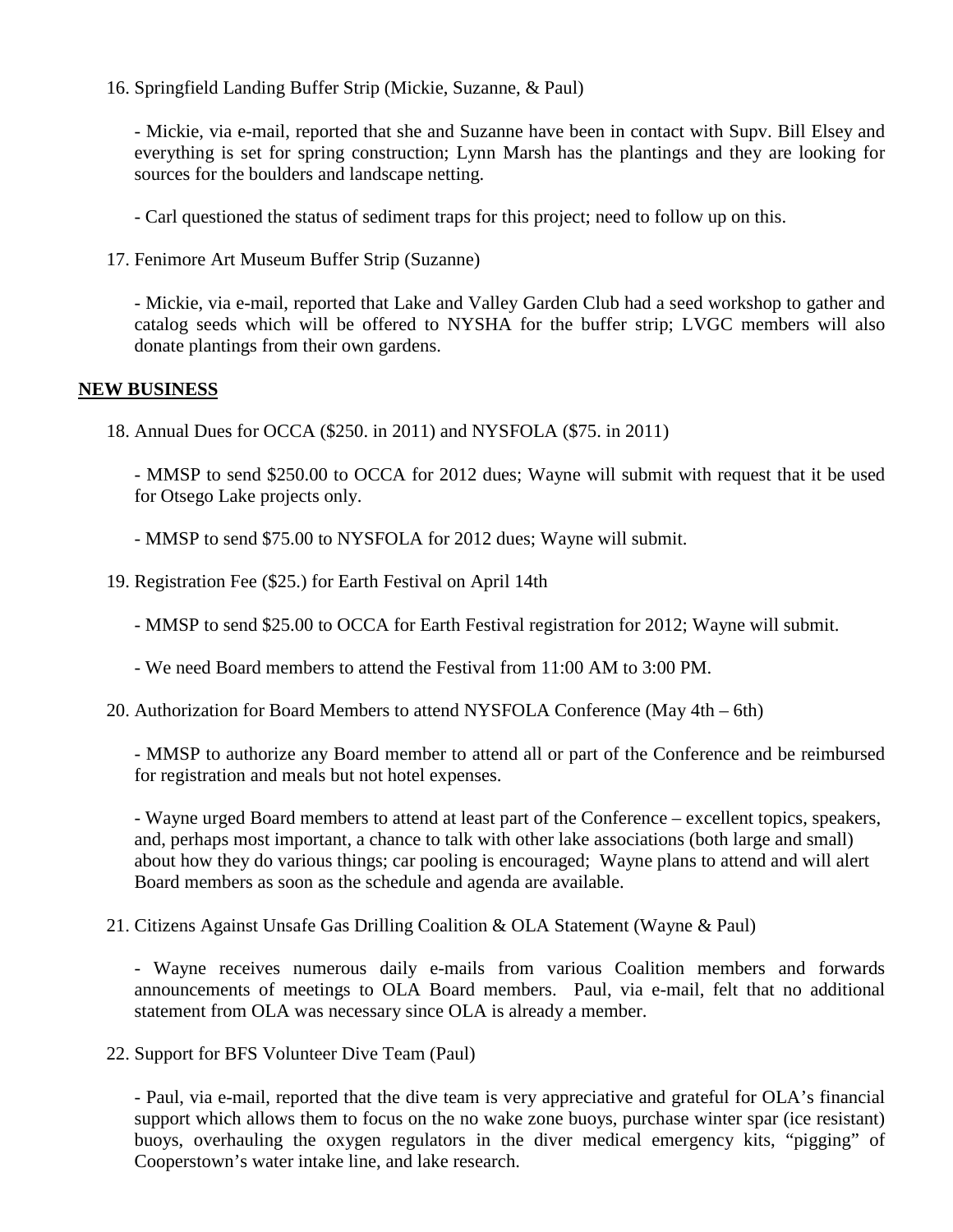16. Springfield Landing Buffer Strip (Mickie, Suzanne, & Paul)

    - Mickie, via e-mail, reported that she and Suzanne have been in contact with Supv. Bill Elsey and everything is set for spring construction; Lynn Marsh has the plantings and they are looking for sources for the boulders and landscape netting.

    - Carl questioned the status of sediment traps for this project; need to follow up on this.

17. Fenimore Art Museum Buffer Strip (Suzanne)

    - Mickie, via e-mail, reported that Lake and Valley Garden Club had a seed workshop to gather and catalog seeds which will be offered to NYSHA for the buffer strip; LVGC members will also donate plantings from their own gardens.

## NEW BUSINESS

18. Annual Dues for OCCA ($250. in 2011) and NYSFOLA ($75. in 2011)

    - MMSP to send $250.00 to OCCA for 2012 dues; Wayne will submit with request that it be used for Otsego Lake projects only.

    - MMSP to send $75.00 to NYSFOLA for 2012 dues; Wayne will submit.

19. Registration Fee ($25.) for Earth Festival on April 14th

    - MMSP to send $25.00 to OCCA for Earth Festival registration for 2012; Wayne will submit.

    - We need Board members to attend the Festival from 11:00 AM to 3:00 PM.

20. Authorization for Board Members to attend NYSFOLA Conference (May 4th – 6th)

    - MMSP to authorize any Board member to attend all or part of the Conference and be reimbursed for registration and meals but not hotel expenses.

    - Wayne urged Board members to attend at least part of the Conference – excellent topics, speakers, and, perhaps most important, a chance to talk with other lake associations (both large and small) about how they do various things; car pooling is encouraged; Wayne plans to attend and will alert Board members as soon as the schedule and agenda are available.

21. Citizens Against Unsafe Gas Drilling Coalition & OLA Statement (Wayne & Paul)

    - Wayne receives numerous daily e-mails from various Coalition members and forwards announcements of meetings to OLA Board members. Paul, via e-mail, felt that no additional statement from OLA was necessary since OLA is already a member.

22. Support for BFS Volunteer Dive Team (Paul)

    - Paul, via e-mail, reported that the dive team is very appreciative and grateful for OLA's financial support which allows them to focus on the no wake zone buoys, purchase winter spar (ice resistant) buoys, overhauling the oxygen regulators in the diver medical emergency kits, "pigging" of Cooperstown's water intake line, and lake research.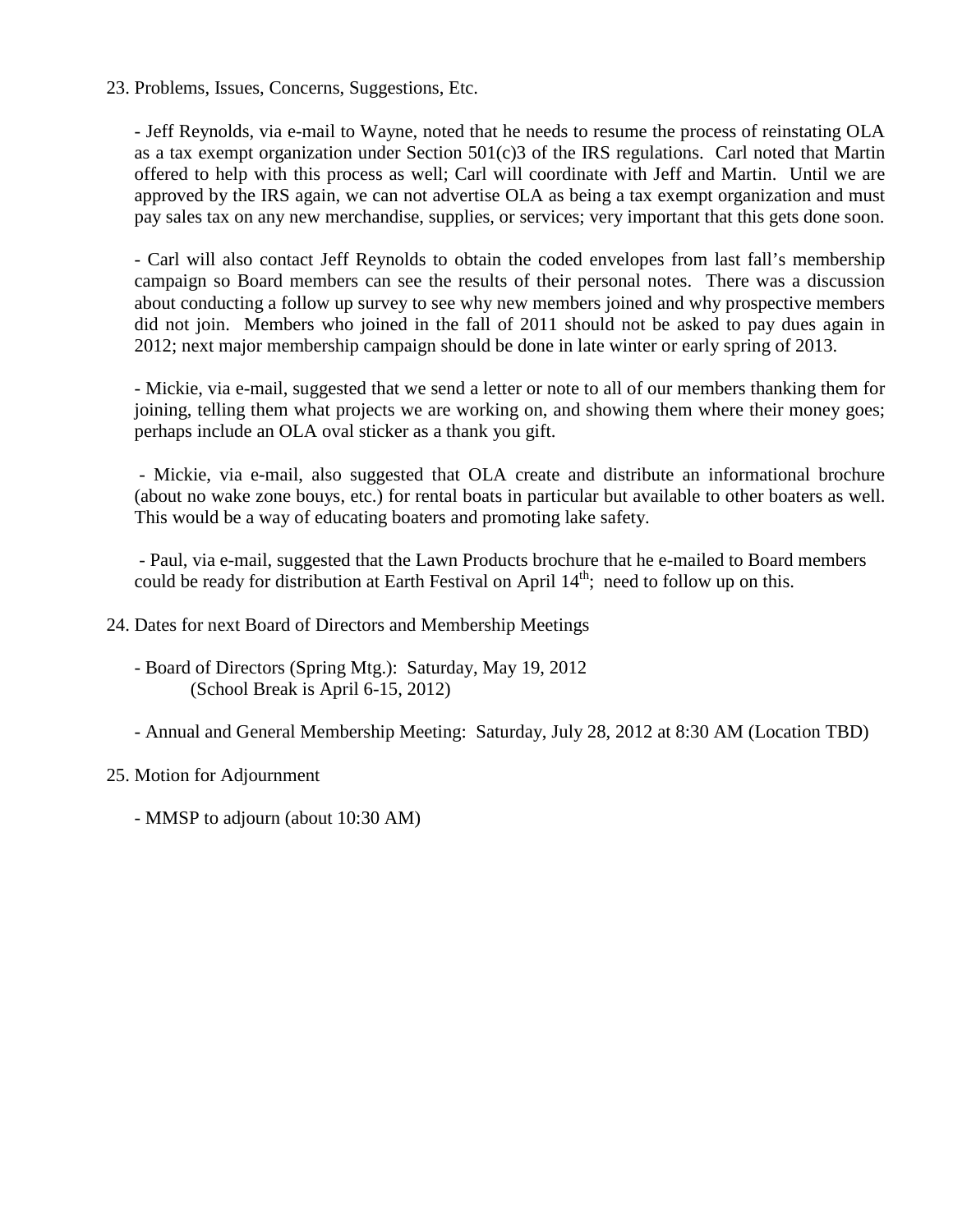23. Problems, Issues, Concerns, Suggestions, Etc.

- Jeff Reynolds, via e-mail to Wayne, noted that he needs to resume the process of reinstating OLA as a tax exempt organization under Section 501(c)3 of the IRS regulations. Carl noted that Martin offered to help with this process as well; Carl will coordinate with Jeff and Martin. Until we are approved by the IRS again, we can not advertise OLA as being a tax exempt organization and must pay sales tax on any new merchandise, supplies, or services; very important that this gets done soon.

- Carl will also contact Jeff Reynolds to obtain the coded envelopes from last fall's membership campaign so Board members can see the results of their personal notes. There was a discussion about conducting a follow up survey to see why new members joined and why prospective members did not join. Members who joined in the fall of 2011 should not be asked to pay dues again in 2012; next major membership campaign should be done in late winter or early spring of 2013.

- Mickie, via e-mail, suggested that we send a letter or note to all of our members thanking them for joining, telling them what projects we are working on, and showing them where their money goes; perhaps include an OLA oval sticker as a thank you gift.

- Mickie, via e-mail, also suggested that OLA create and distribute an informational brochure (about no wake zone bouys, etc.) for rental boats in particular but available to other boaters as well. This would be a way of educating boaters and promoting lake safety.

- Paul, via e-mail, suggested that the Lawn Products brochure that he e-mailed to Board members could be ready for distribution at Earth Festival on April 14th; need to follow up on this.

24. Dates for next Board of Directors and Membership Meetings

- Board of Directors (Spring Mtg.): Saturday, May 19, 2012
  (School Break is April 6-15, 2012)

- Annual and General Membership Meeting: Saturday, July 28, 2012 at 8:30 AM (Location TBD)

25. Motion for Adjournment

- MMSP to adjourn (about 10:30 AM)